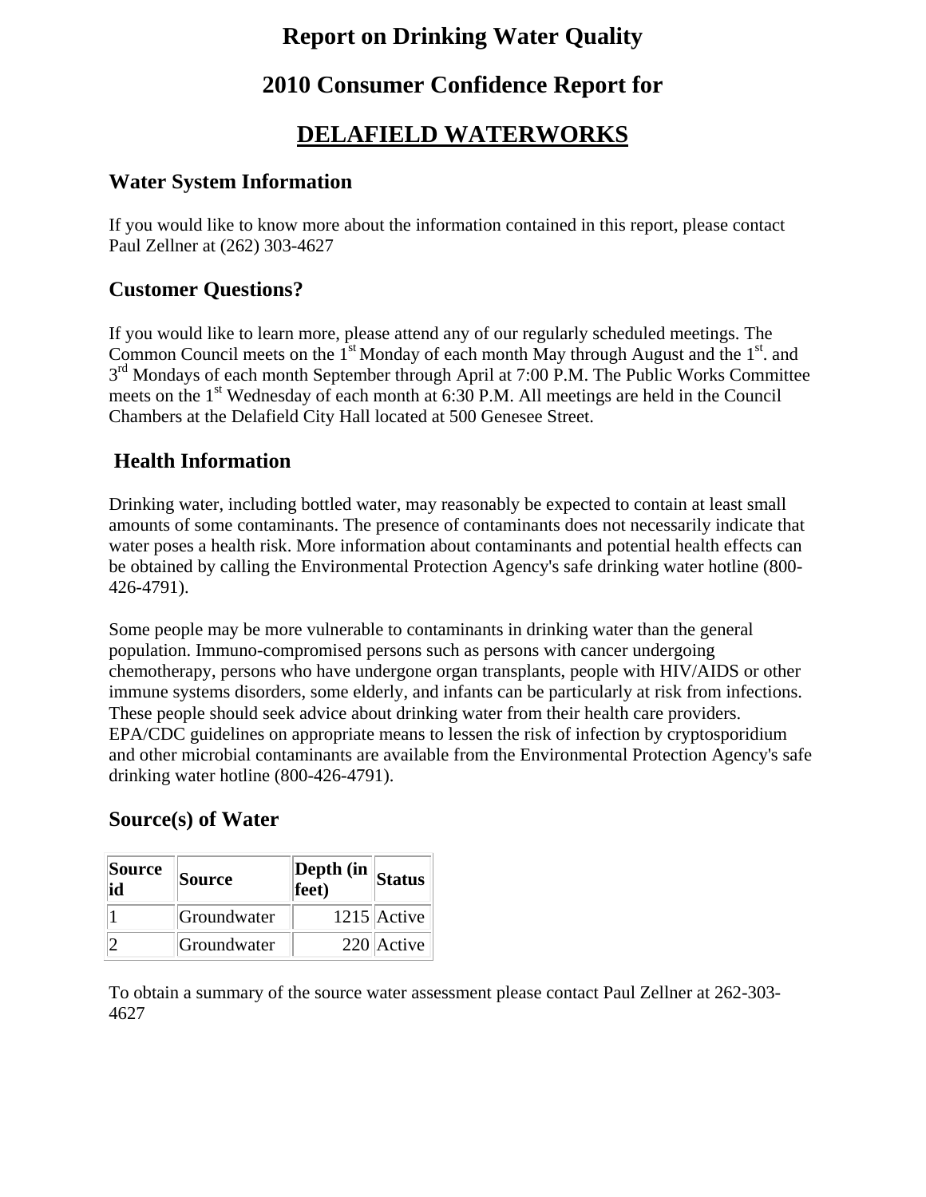# Report on Drinking Water Quality

# 2010 Consumer Confidence Report for

# DELAFIELD WATERWORKS

## Water System Information

If you would like to know more about the information contained in this report, please contact Paul Zellner at (262) 303-4627

## Customer Questions?

If you would like to learn more, please attend any of our regularly scheduled meetings. The Common Council meets on the 1st Monday of each month May through August and the 1st. and 3rd Mondays of each month September through April at 7:00 P.M. The Public Works Committee meets on the 1st Wednesday of each month at 6:30 P.M. All meetings are held in the Council Chambers at the Delafield City Hall located at 500 Genesee Street.

## Health Information

Drinking water, including bottled water, may reasonably be expected to contain at least small amounts of some contaminants. The presence of contaminants does not necessarily indicate that water poses a health risk. More information about contaminants and potential health effects can be obtained by calling the Environmental Protection Agency's safe drinking water hotline (800-426-4791).

Some people may be more vulnerable to contaminants in drinking water than the general population. Immuno-compromised persons such as persons with cancer undergoing chemotherapy, persons who have undergone organ transplants, people with HIV/AIDS or other immune systems disorders, some elderly, and infants can be particularly at risk from infections. These people should seek advice about drinking water from their health care providers. EPA/CDC guidelines on appropriate means to lessen the risk of infection by cryptosporidium and other microbial contaminants are available from the Environmental Protection Agency's safe drinking water hotline (800-426-4791).

## Source(s) of Water

| Source id | Source | Depth (in feet) | Status |
|---|---|---|---|
| 1 | Groundwater | 1215 | Active |
| 2 | Groundwater | 220 | Active |

To obtain a summary of the source water assessment please contact Paul Zellner at 262-303-4627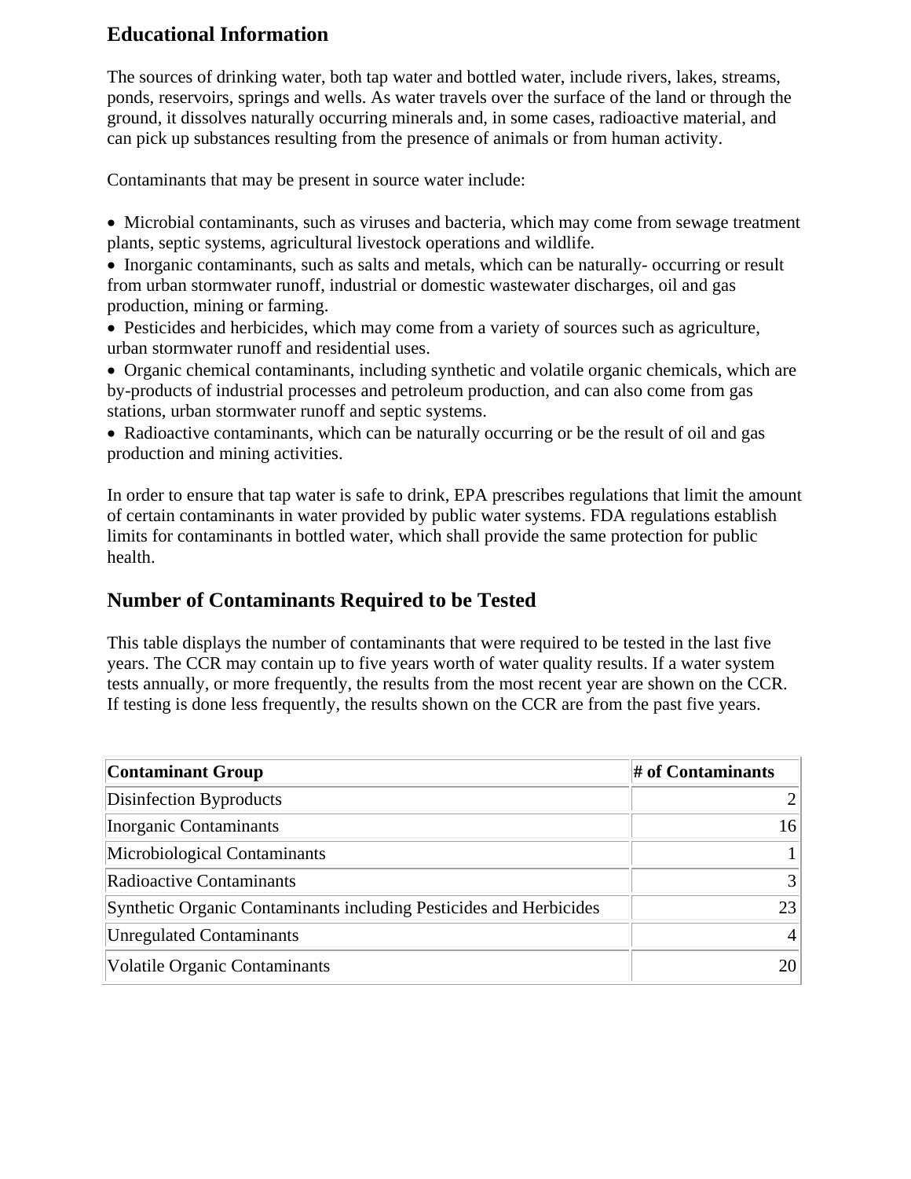## Educational Information

The sources of drinking water, both tap water and bottled water, include rivers, lakes, streams, ponds, reservoirs, springs and wells. As water travels over the surface of the land or through the ground, it dissolves naturally occurring minerals and, in some cases, radioactive material, and can pick up substances resulting from the presence of animals or from human activity.

Contaminants that may be present in source water include:

- Microbial contaminants, such as viruses and bacteria, which may come from sewage treatment plants, septic systems, agricultural livestock operations and wildlife.
- Inorganic contaminants, such as salts and metals, which can be naturally- occurring or result from urban stormwater runoff, industrial or domestic wastewater discharges, oil and gas production, mining or farming.
- Pesticides and herbicides, which may come from a variety of sources such as agriculture, urban stormwater runoff and residential uses.
- Organic chemical contaminants, including synthetic and volatile organic chemicals, which are by-products of industrial processes and petroleum production, and can also come from gas stations, urban stormwater runoff and septic systems.
- Radioactive contaminants, which can be naturally occurring or be the result of oil and gas production and mining activities.

In order to ensure that tap water is safe to drink, EPA prescribes regulations that limit the amount of certain contaminants in water provided by public water systems. FDA regulations establish limits for contaminants in bottled water, which shall provide the same protection for public health.

## Number of Contaminants Required to be Tested

This table displays the number of contaminants that were required to be tested in the last five years. The CCR may contain up to five years worth of water quality results. If a water system tests annually, or more frequently, the results from the most recent year are shown on the CCR. If testing is done less frequently, the results shown on the CCR are from the past five years.

| Contaminant Group | # of Contaminants |
|---|---:|
| Disinfection Byproducts | 2 |
| Inorganic Contaminants | 16 |
| Microbiological Contaminants | 1 |
| Radioactive Contaminants | 3 |
| Synthetic Organic Contaminants including Pesticides and Herbicides | 23 |
| Unregulated Contaminants | 4 |
| Volatile Organic Contaminants | 20 |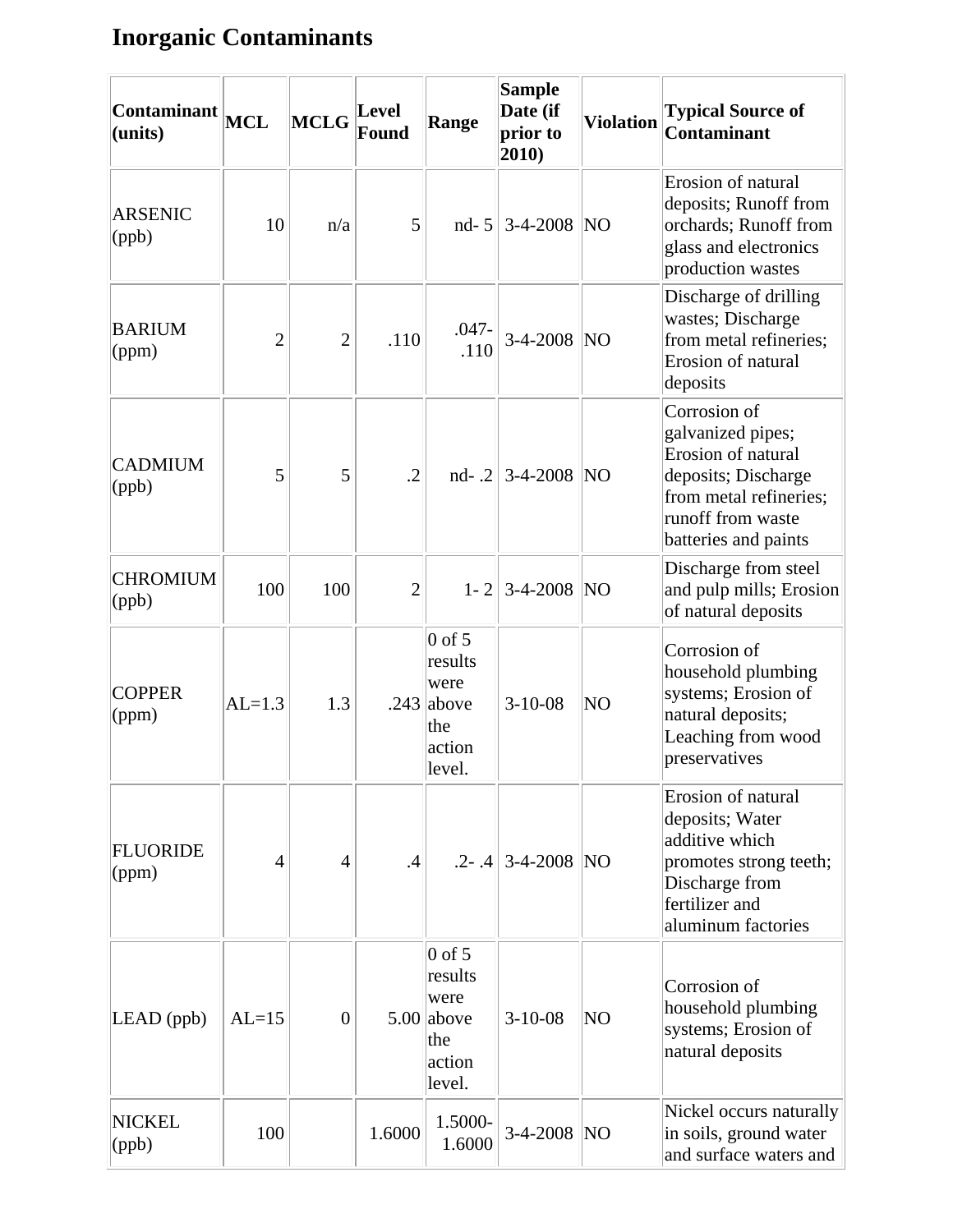# Inorganic Contaminants

| Contaminant (units) | MCL | MCLG | Level Found | Range | Sample Date (if prior to 2010) | Violation | Typical Source of Contaminant |
|---|---|---|---|---|---|---|---|
| ARSENIC (ppb) | 10 | n/a | 5 | nd- 5 | 3-4-2008 | NO | Erosion of natural deposits; Runoff from orchards; Runoff from glass and electronics production wastes |
| BARIUM (ppm) | 2 | 2 | .110 | .047- .110 | 3-4-2008 | NO | Discharge of drilling wastes; Discharge from metal refineries; Erosion of natural deposits |
| CADMIUM (ppb) | 5 | 5 | .2 | nd- .2 | 3-4-2008 | NO | Corrosion of galvanized pipes; Erosion of natural deposits; Discharge from metal refineries; runoff from waste batteries and paints |
| CHROMIUM (ppb) | 100 | 100 | 2 | 1- 2 | 3-4-2008 | NO | Discharge from steel and pulp mills; Erosion of natural deposits |
| COPPER (ppm) | AL=1.3 | 1.3 | .243 | 0 of 5 results were above the action level. | 3-10-08 | NO | Corrosion of household plumbing systems; Erosion of natural deposits; Leaching from wood preservatives |
| FLUORIDE (ppm) | 4 | 4 | .4 | .2- .4 | 3-4-2008 | NO | Erosion of natural deposits; Water additive which promotes strong teeth; Discharge from fertilizer and aluminum factories |
| LEAD (ppb) | AL=15 | 0 | 5.00 | 0 of 5 results were above the action level. | 3-10-08 | NO | Corrosion of household plumbing systems; Erosion of natural deposits |
| NICKEL (ppb) | 100 | | 1.6000 | 1.5000- 1.6000 | 3-4-2008 | NO | Nickel occurs naturally in soils, ground water and surface waters and |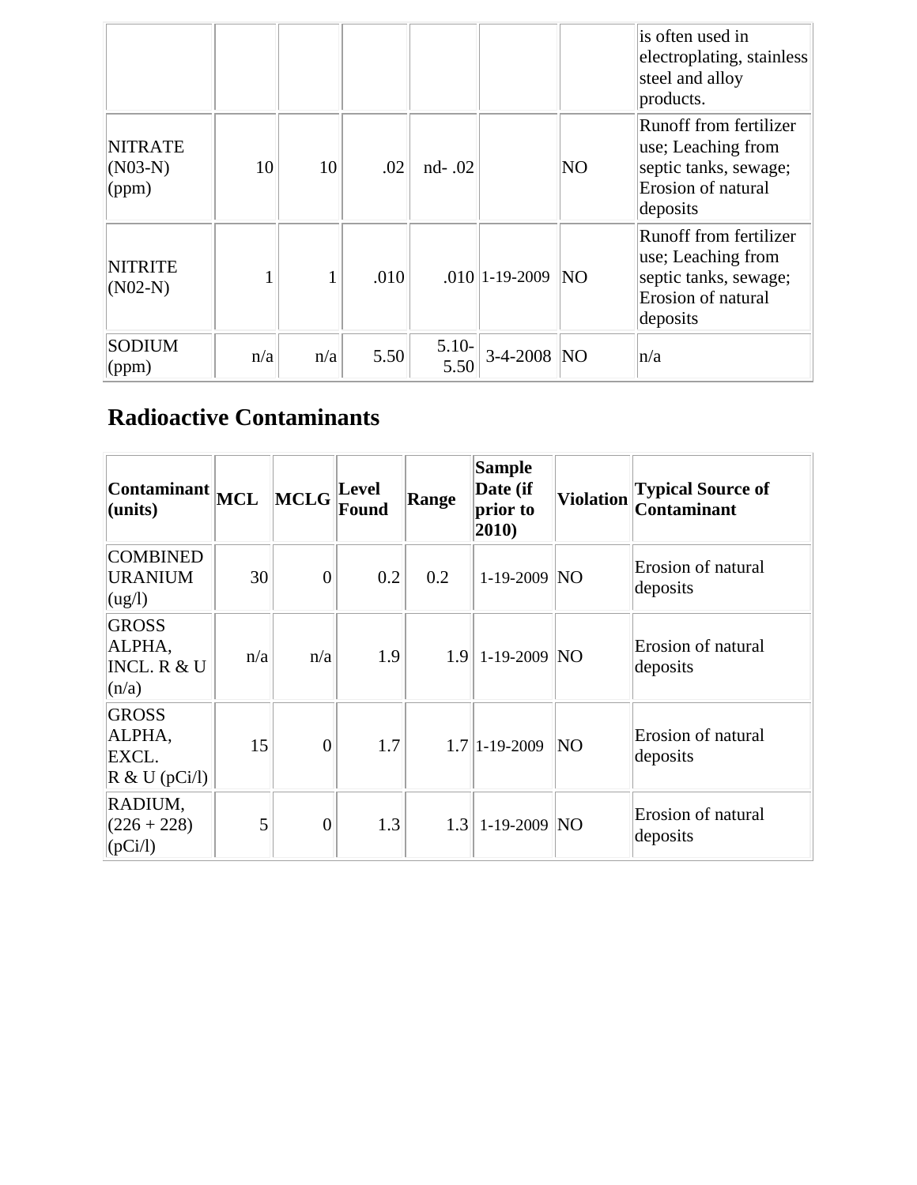| | | | | | | | is often used in electroplating, stainless steel and alloy products. |
|---|---|---|---|---|---|---|---|
| NITRATE (N03-N) (ppm) | 10 | 10 | .02 | nd- .02 | | NO | Runoff from fertilizer use; Leaching from septic tanks, sewage; Erosion of natural deposits |
| NITRITE (N02-N) | 1 | 1 | .010 | .010 | 1-19-2009 | NO | Runoff from fertilizer use; Leaching from septic tanks, sewage; Erosion of natural deposits |
| SODIUM (ppm) | n/a | n/a | 5.50 | 5.10-5.50 | 3-4-2008 | NO | n/a |

## Radioactive Contaminants

| Contaminant (units) | MCL | MCLG | Level Found | Range | Sample Date (if prior to 2010) | Violation | Typical Source of Contaminant |
|---|---|---|---|---|---|---|---|
| COMBINED URANIUM (ug/l) | 30 | 0 | 0.2 | 0.2 | 1-19-2009 | NO | Erosion of natural deposits |
| GROSS ALPHA, INCL. R & U (n/a) | n/a | n/a | 1.9 | 1.9 | 1-19-2009 | NO | Erosion of natural deposits |
| GROSS ALPHA, EXCL. R & U (pCi/l) | 15 | 0 | 1.7 | 1.7 | 1-19-2009 | NO | Erosion of natural deposits |
| RADIUM, (226 + 228) (pCi/l) | 5 | 0 | 1.3 | 1.3 | 1-19-2009 | NO | Erosion of natural deposits |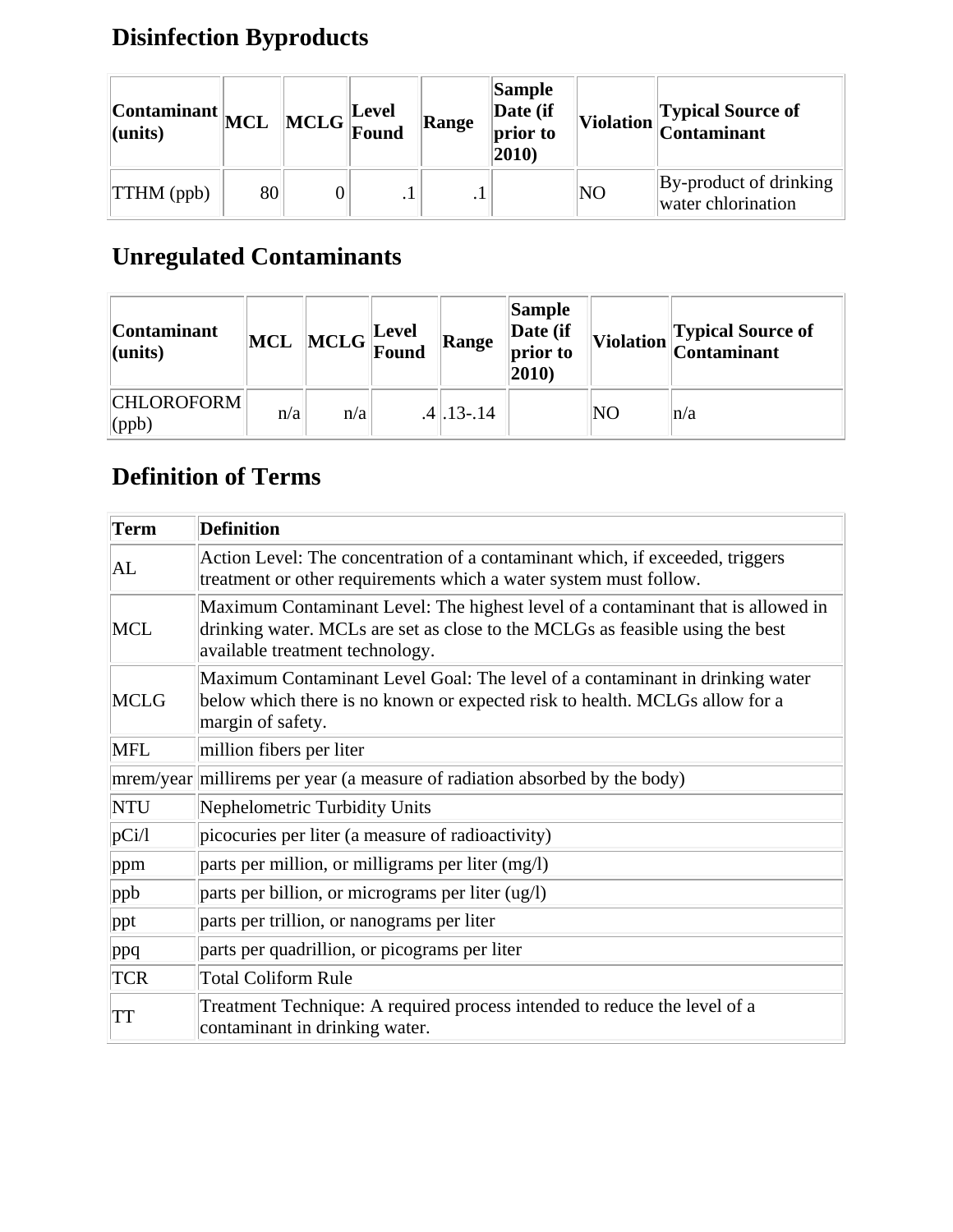## Disinfection Byproducts

| Contaminant (units) | MCL | MCLG | Level Found | Range | Sample Date (if prior to 2010) | Violation | Typical Source of Contaminant |
|---|---|---|---|---|---|---|---|
| TTHM (ppb) | 80 | 0 | .1 | .1 | | NO | By-product of drinking water chlorination |

## Unregulated Contaminants

| Contaminant (units) | MCL | MCLG | Level Found | Range | Sample Date (if prior to 2010) | Violation | Typical Source of Contaminant |
|---|---|---|---|---|---|---|---|
| CHLOROFORM (ppb) | n/a | n/a | .4 | .13-.14 | | NO | n/a |

## Definition of Terms

| Term | Definition |
|---|---|
| AL | Action Level: The concentration of a contaminant which, if exceeded, triggers treatment or other requirements which a water system must follow. |
| MCL | Maximum Contaminant Level: The highest level of a contaminant that is allowed in drinking water. MCLs are set as close to the MCLGs as feasible using the best available treatment technology. |
| MCLG | Maximum Contaminant Level Goal: The level of a contaminant in drinking water below which there is no known or expected risk to health. MCLGs allow for a margin of safety. |
| MFL | million fibers per liter |
| mrem/year | millirems per year (a measure of radiation absorbed by the body) |
| NTU | Nephelometric Turbidity Units |
| pCi/l | picocuries per liter (a measure of radioactivity) |
| ppm | parts per million, or milligrams per liter (mg/l) |
| ppb | parts per billion, or micrograms per liter (ug/l) |
| ppt | parts per trillion, or nanograms per liter |
| ppq | parts per quadrillion, or picograms per liter |
| TCR | Total Coliform Rule |
| TT | Treatment Technique: A required process intended to reduce the level of a contaminant in drinking water. |